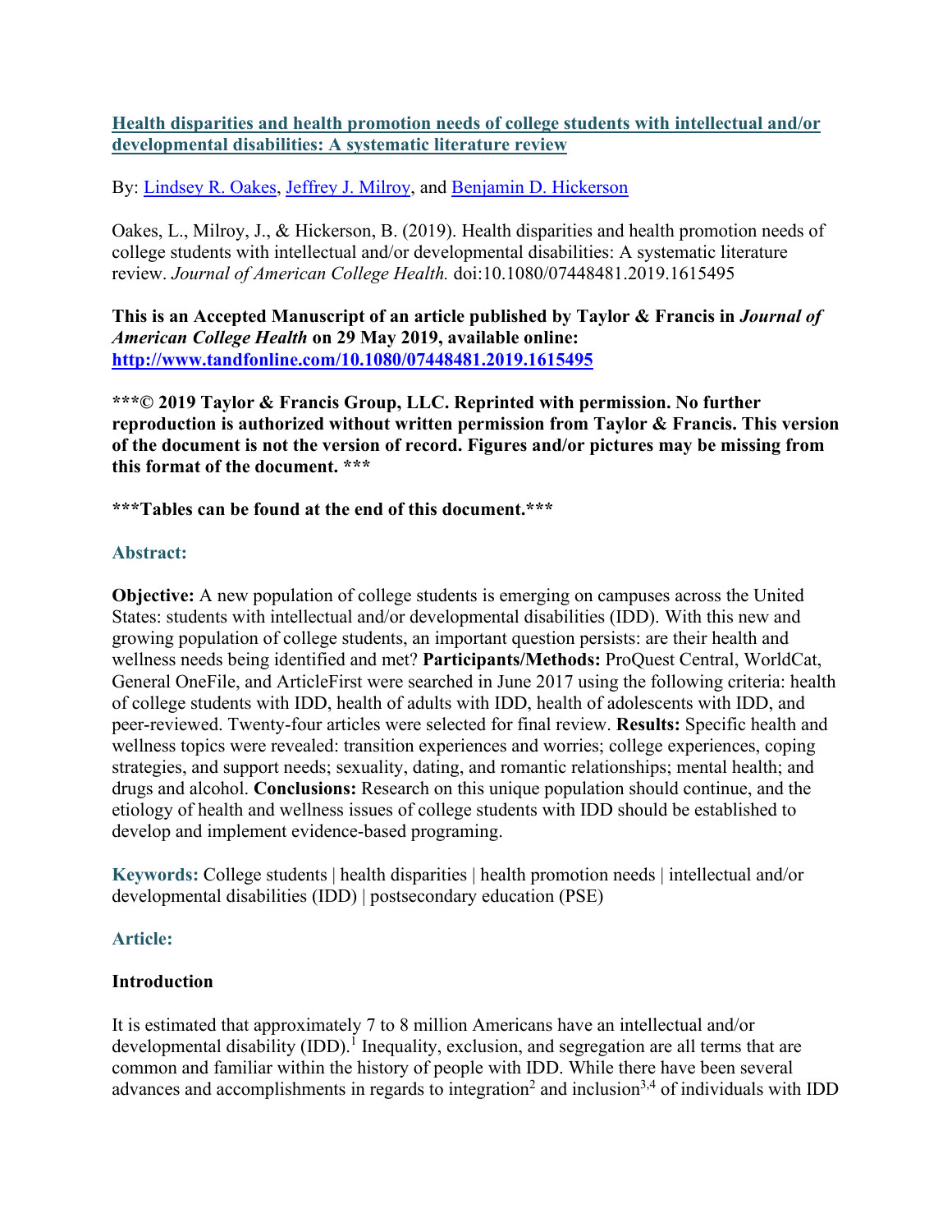# [Health disparities and health promotion needs of college students with intellectual and/or developmental disabilities: A systematic literature review](#)

By: [Lindsey R. Oakes](#), [Jeffrey J. Milroy](#), and [Benjamin D. Hickerson](#)

Oakes, L., Milroy, J., & Hickerson, B. (2019). Health disparities and health promotion needs of college students with intellectual and/or developmental disabilities: A systematic literature review. *Journal of American College Health.* doi:10.1080/07448481.2019.1615495

**This is an Accepted Manuscript of an article published by Taylor & Francis in *Journal of American College Health* on 29 May 2019, available online: [http://www.tandfonline.com/10.1080/07448481.2019.1615495](http://www.tandfonline.com/10.1080/07448481.2019.1615495)**

**\*\*\*© 2019 Taylor & Francis Group, LLC. Reprinted with permission. No further reproduction is authorized without written permission from Taylor & Francis. This version of the document is not the version of record. Figures and/or pictures may be missing from this format of the document. \*\*\***

**\*\*\*Tables can be found at the end of this document.\*\*\***

## Abstract:

**Objective:** A new population of college students is emerging on campuses across the United States: students with intellectual and/or developmental disabilities (IDD). With this new and growing population of college students, an important question persists: are their health and wellness needs being identified and met? **Participants/Methods:** ProQuest Central, WorldCat, General OneFile, and ArticleFirst were searched in June 2017 using the following criteria: health of college students with IDD, health of adults with IDD, health of adolescents with IDD, and peer-reviewed. Twenty-four articles were selected for final review. **Results:** Specific health and wellness topics were revealed: transition experiences and worries; college experiences, coping strategies, and support needs; sexuality, dating, and romantic relationships; mental health; and drugs and alcohol. **Conclusions:** Research on this unique population should continue, and the etiology of health and wellness issues of college students with IDD should be established to develop and implement evidence-based programing.

**Keywords:** College students | health disparities | health promotion needs | intellectual and/or developmental disabilities (IDD) | postsecondary education (PSE)

## Article:

### Introduction

It is estimated that approximately 7 to 8 million Americans have an intellectual and/or developmental disability (IDD).[1] Inequality, exclusion, and segregation are all terms that are common and familiar within the history of people with IDD. While there have been several advances and accomplishments in regards to integration[2] and inclusion[3,4] of individuals with IDD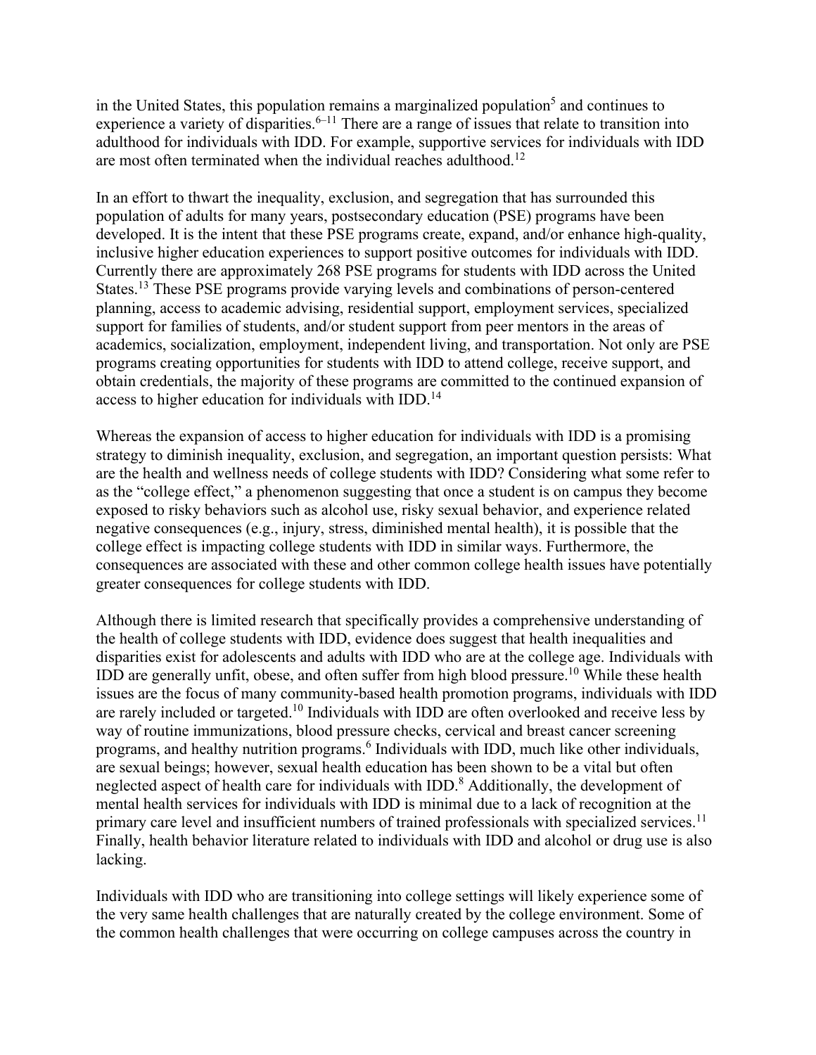in the United States, this population remains a marginalized population[5] and continues to experience a variety of disparities.[6–11] There are a range of issues that relate to transition into adulthood for individuals with IDD. For example, supportive services for individuals with IDD are most often terminated when the individual reaches adulthood.[12]

In an effort to thwart the inequality, exclusion, and segregation that has surrounded this population of adults for many years, postsecondary education (PSE) programs have been developed. It is the intent that these PSE programs create, expand, and/or enhance high-quality, inclusive higher education experiences to support positive outcomes for individuals with IDD. Currently there are approximately 268 PSE programs for students with IDD across the United States.[13] These PSE programs provide varying levels and combinations of person-centered planning, access to academic advising, residential support, employment services, specialized support for families of students, and/or student support from peer mentors in the areas of academics, socialization, employment, independent living, and transportation. Not only are PSE programs creating opportunities for students with IDD to attend college, receive support, and obtain credentials, the majority of these programs are committed to the continued expansion of access to higher education for individuals with IDD.[14]

Whereas the expansion of access to higher education for individuals with IDD is a promising strategy to diminish inequality, exclusion, and segregation, an important question persists: What are the health and wellness needs of college students with IDD? Considering what some refer to as the "college effect," a phenomenon suggesting that once a student is on campus they become exposed to risky behaviors such as alcohol use, risky sexual behavior, and experience related negative consequences (e.g., injury, stress, diminished mental health), it is possible that the college effect is impacting college students with IDD in similar ways. Furthermore, the consequences are associated with these and other common college health issues have potentially greater consequences for college students with IDD.

Although there is limited research that specifically provides a comprehensive understanding of the health of college students with IDD, evidence does suggest that health inequalities and disparities exist for adolescents and adults with IDD who are at the college age. Individuals with IDD are generally unfit, obese, and often suffer from high blood pressure.[10] While these health issues are the focus of many community-based health promotion programs, individuals with IDD are rarely included or targeted.[10] Individuals with IDD are often overlooked and receive less by way of routine immunizations, blood pressure checks, cervical and breast cancer screening programs, and healthy nutrition programs.[6] Individuals with IDD, much like other individuals, are sexual beings; however, sexual health education has been shown to be a vital but often neglected aspect of health care for individuals with IDD.[8] Additionally, the development of mental health services for individuals with IDD is minimal due to a lack of recognition at the primary care level and insufficient numbers of trained professionals with specialized services.[11] Finally, health behavior literature related to individuals with IDD and alcohol or drug use is also lacking.

Individuals with IDD who are transitioning into college settings will likely experience some of the very same health challenges that are naturally created by the college environment. Some of the common health challenges that were occurring on college campuses across the country in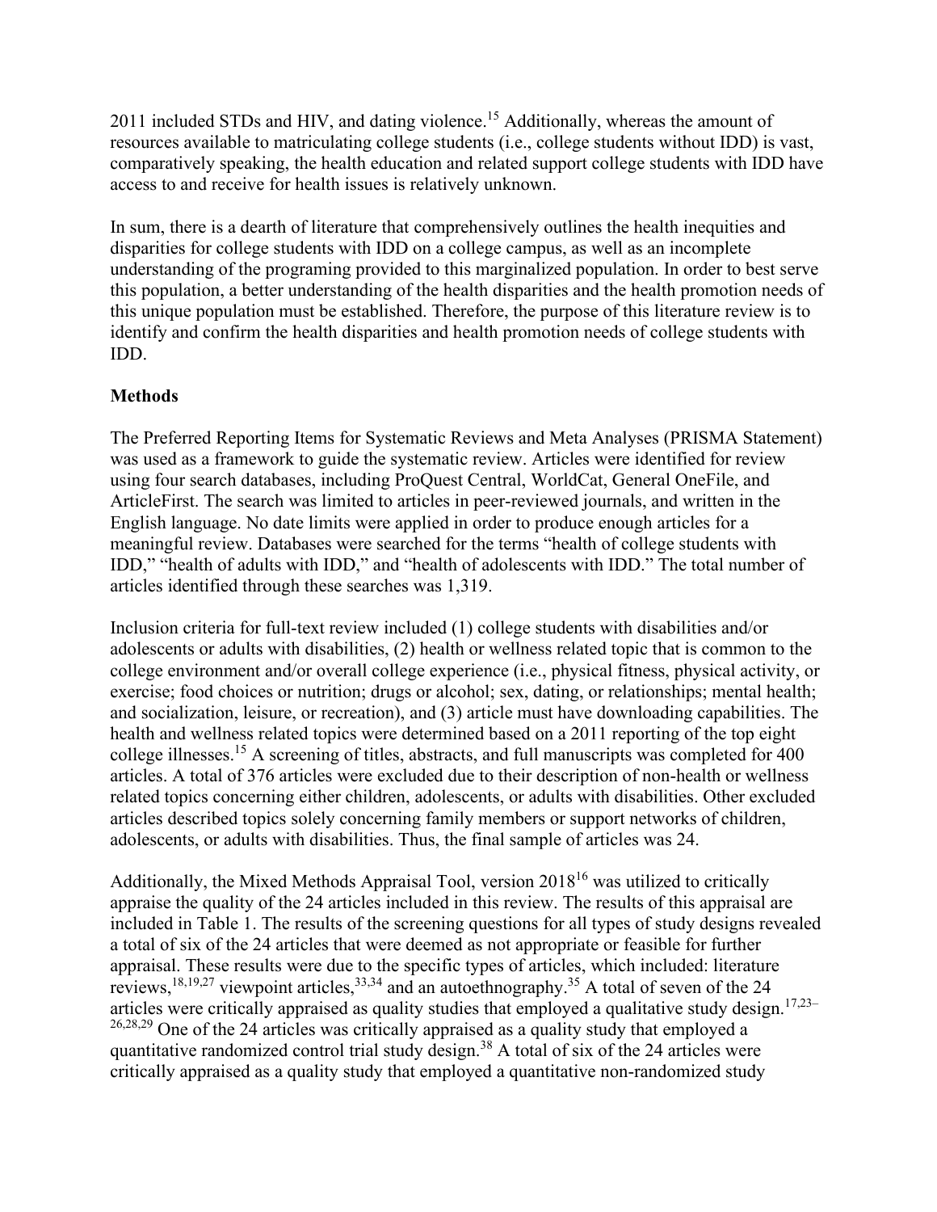2011 included STDs and HIV, and dating violence.[15] Additionally, whereas the amount of resources available to matriculating college students (i.e., college students without IDD) is vast, comparatively speaking, the health education and related support college students with IDD have access to and receive for health issues is relatively unknown.

In sum, there is a dearth of literature that comprehensively outlines the health inequities and disparities for college students with IDD on a college campus, as well as an incomplete understanding of the programing provided to this marginalized population. In order to best serve this population, a better understanding of the health disparities and the health promotion needs of this unique population must be established. Therefore, the purpose of this literature review is to identify and confirm the health disparities and health promotion needs of college students with IDD.

**Methods**

The Preferred Reporting Items for Systematic Reviews and Meta Analyses (PRISMA Statement) was used as a framework to guide the systematic review. Articles were identified for review using four search databases, including ProQuest Central, WorldCat, General OneFile, and ArticleFirst. The search was limited to articles in peer-reviewed journals, and written in the English language. No date limits were applied in order to produce enough articles for a meaningful review. Databases were searched for the terms "health of college students with IDD," "health of adults with IDD," and "health of adolescents with IDD." The total number of articles identified through these searches was 1,319.

Inclusion criteria for full-text review included (1) college students with disabilities and/or adolescents or adults with disabilities, (2) health or wellness related topic that is common to the college environment and/or overall college experience (i.e., physical fitness, physical activity, or exercise; food choices or nutrition; drugs or alcohol; sex, dating, or relationships; mental health; and socialization, leisure, or recreation), and (3) article must have downloading capabilities. The health and wellness related topics were determined based on a 2011 reporting of the top eight college illnesses.[15] A screening of titles, abstracts, and full manuscripts was completed for 400 articles. A total of 376 articles were excluded due to their description of non-health or wellness related topics concerning either children, adolescents, or adults with disabilities. Other excluded articles described topics solely concerning family members or support networks of children, adolescents, or adults with disabilities. Thus, the final sample of articles was 24.

Additionally, the Mixed Methods Appraisal Tool, version 2018[16] was utilized to critically appraise the quality of the 24 articles included in this review. The results of this appraisal are included in Table 1. The results of the screening questions for all types of study designs revealed a total of six of the 24 articles that were deemed as not appropriate or feasible for further appraisal. These results were due to the specific types of articles, which included: literature reviews,[18,19,27] viewpoint articles,[33,34] and an autoethnography.[35] A total of seven of the 24 articles were critically appraised as quality studies that employed a qualitative study design.[17,23–26,28,29] One of the 24 articles was critically appraised as a quality study that employed a quantitative randomized control trial study design.[38] A total of six of the 24 articles were critically appraised as a quality study that employed a quantitative non-randomized study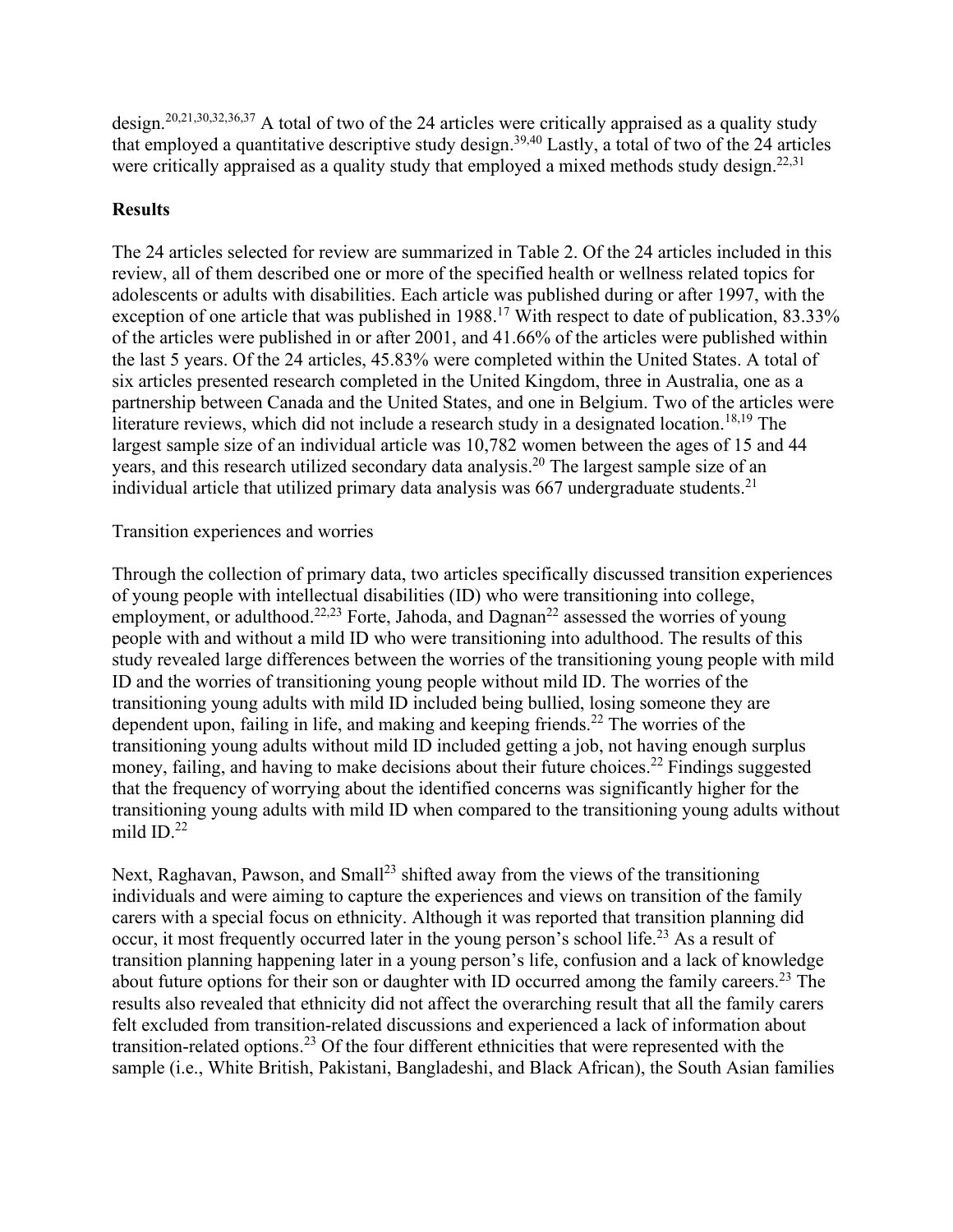design.[20,21,30,32,36,37] A total of two of the 24 articles were critically appraised as a quality study that employed a quantitative descriptive study design.[39,40] Lastly, a total of two of the 24 articles were critically appraised as a quality study that employed a mixed methods study design.[22,31]

## Results

The 24 articles selected for review are summarized in Table 2. Of the 24 articles included in this review, all of them described one or more of the specified health or wellness related topics for adolescents or adults with disabilities. Each article was published during or after 1997, with the exception of one article that was published in 1988.[17] With respect to date of publication, 83.33% of the articles were published in or after 2001, and 41.66% of the articles were published within the last 5 years. Of the 24 articles, 45.83% were completed within the United States. A total of six articles presented research completed in the United Kingdom, three in Australia, one as a partnership between Canada and the United States, and one in Belgium. Two of the articles were literature reviews, which did not include a research study in a designated location.[18,19] The largest sample size of an individual article was 10,782 women between the ages of 15 and 44 years, and this research utilized secondary data analysis.[20] The largest sample size of an individual article that utilized primary data analysis was 667 undergraduate students.[21]

### Transition experiences and worries

Through the collection of primary data, two articles specifically discussed transition experiences of young people with intellectual disabilities (ID) who were transitioning into college, employment, or adulthood.[22,23] Forte, Jahoda, and Dagnan[22] assessed the worries of young people with and without a mild ID who were transitioning into adulthood. The results of this study revealed large differences between the worries of the transitioning young people with mild ID and the worries of transitioning young people without mild ID. The worries of the transitioning young adults with mild ID included being bullied, losing someone they are dependent upon, failing in life, and making and keeping friends.[22] The worries of the transitioning young adults without mild ID included getting a job, not having enough surplus money, failing, and having to make decisions about their future choices.[22] Findings suggested that the frequency of worrying about the identified concerns was significantly higher for the transitioning young adults with mild ID when compared to the transitioning young adults without mild ID.[22]

Next, Raghavan, Pawson, and Small[23] shifted away from the views of the transitioning individuals and were aiming to capture the experiences and views on transition of the family carers with a special focus on ethnicity. Although it was reported that transition planning did occur, it most frequently occurred later in the young person's school life.[23] As a result of transition planning happening later in a young person's life, confusion and a lack of knowledge about future options for their son or daughter with ID occurred among the family careers.[23] The results also revealed that ethnicity did not affect the overarching result that all the family carers felt excluded from transition-related discussions and experienced a lack of information about transition-related options.[23] Of the four different ethnicities that were represented with the sample (i.e., White British, Pakistani, Bangladeshi, and Black African), the South Asian families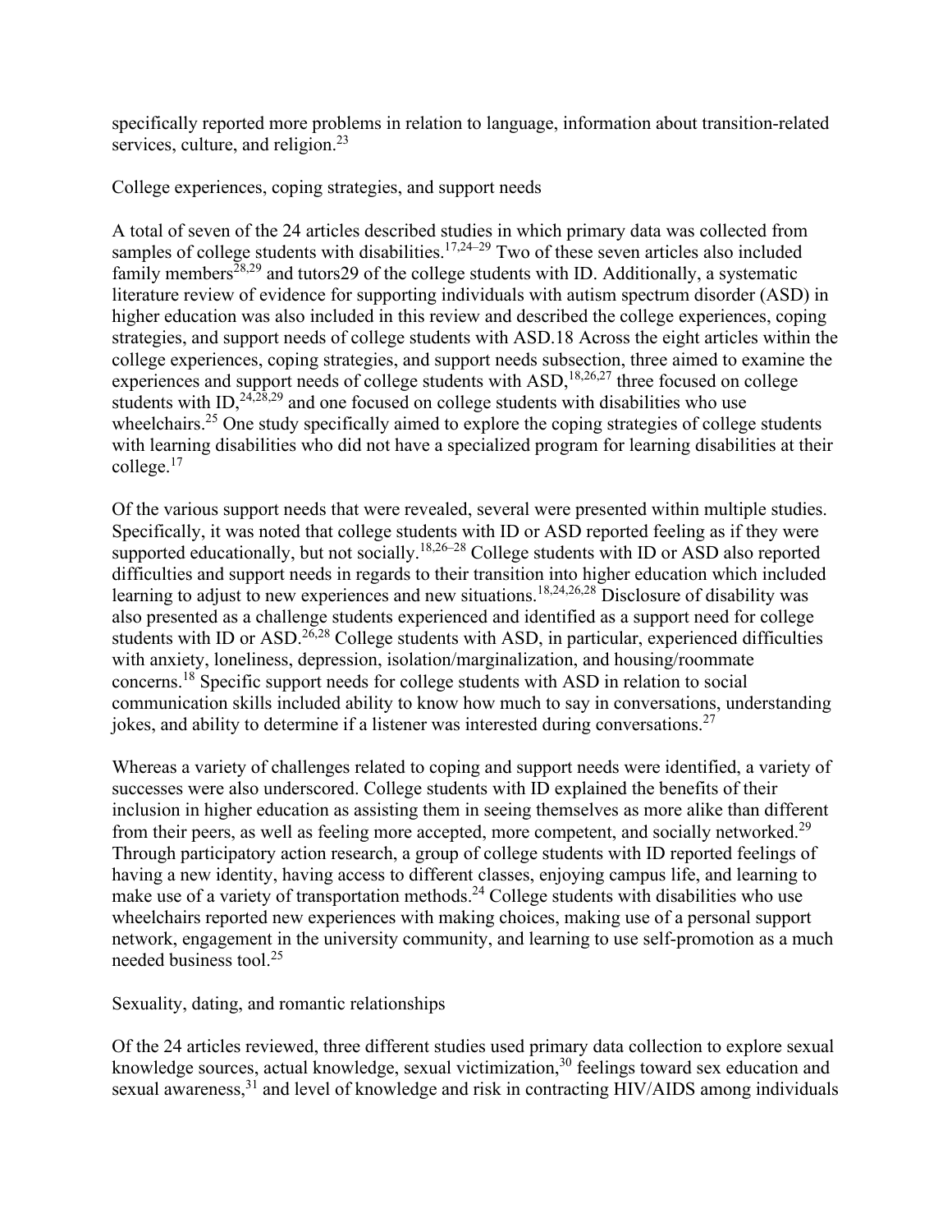specifically reported more problems in relation to language, information about transition-related services, culture, and religion.[23]

## College experiences, coping strategies, and support needs

A total of seven of the 24 articles described studies in which primary data was collected from samples of college students with disabilities.[17,24–29] Two of these seven articles also included family members[28,29] and tutors29 of the college students with ID. Additionally, a systematic literature review of evidence for supporting individuals with autism spectrum disorder (ASD) in higher education was also included in this review and described the college experiences, coping strategies, and support needs of college students with ASD.18 Across the eight articles within the college experiences, coping strategies, and support needs subsection, three aimed to examine the experiences and support needs of college students with ASD,[18,26,27] three focused on college students with ID,[24,28,29] and one focused on college students with disabilities who use wheelchairs.[25] One study specifically aimed to explore the coping strategies of college students with learning disabilities who did not have a specialized program for learning disabilities at their college.[17]

Of the various support needs that were revealed, several were presented within multiple studies. Specifically, it was noted that college students with ID or ASD reported feeling as if they were supported educationally, but not socially.[18,26–28] College students with ID or ASD also reported difficulties and support needs in regards to their transition into higher education which included learning to adjust to new experiences and new situations.[18,24,26,28] Disclosure of disability was also presented as a challenge students experienced and identified as a support need for college students with ID or ASD.[26,28] College students with ASD, in particular, experienced difficulties with anxiety, loneliness, depression, isolation/marginalization, and housing/roommate concerns.[18] Specific support needs for college students with ASD in relation to social communication skills included ability to know how much to say in conversations, understanding jokes, and ability to determine if a listener was interested during conversations.[27]

Whereas a variety of challenges related to coping and support needs were identified, a variety of successes were also underscored. College students with ID explained the benefits of their inclusion in higher education as assisting them in seeing themselves as more alike than different from their peers, as well as feeling more accepted, more competent, and socially networked.[29] Through participatory action research, a group of college students with ID reported feelings of having a new identity, having access to different classes, enjoying campus life, and learning to make use of a variety of transportation methods.[24] College students with disabilities who use wheelchairs reported new experiences with making choices, making use of a personal support network, engagement in the university community, and learning to use self-promotion as a much needed business tool.[25]

## Sexuality, dating, and romantic relationships

Of the 24 articles reviewed, three different studies used primary data collection to explore sexual knowledge sources, actual knowledge, sexual victimization,[30] feelings toward sex education and sexual awareness,[31] and level of knowledge and risk in contracting HIV/AIDS among individuals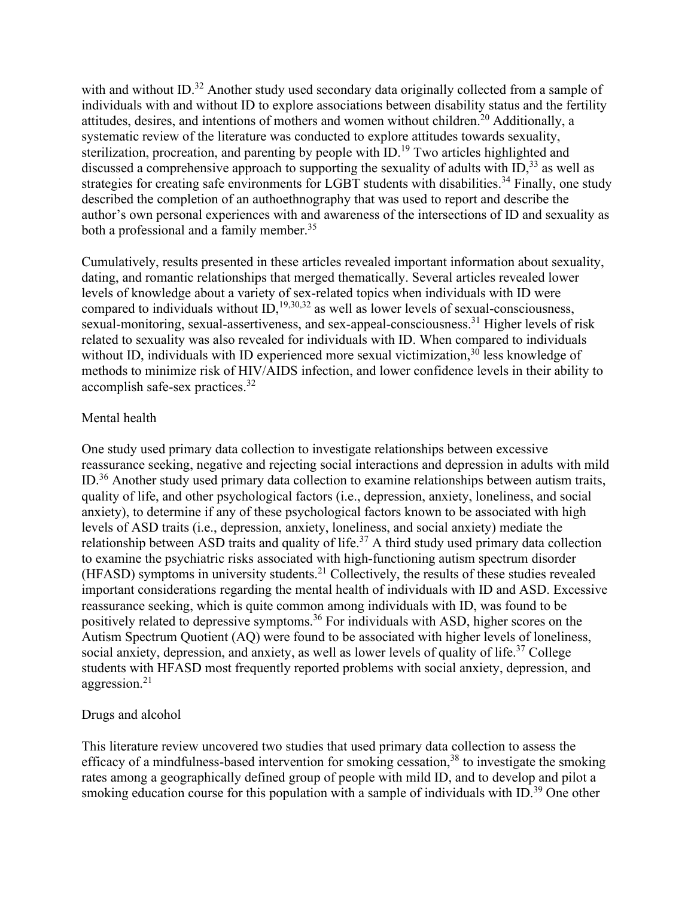with and without ID.[32] Another study used secondary data originally collected from a sample of individuals with and without ID to explore associations between disability status and the fertility attitudes, desires, and intentions of mothers and women without children.[20] Additionally, a systematic review of the literature was conducted to explore attitudes towards sexuality, sterilization, procreation, and parenting by people with ID.[19] Two articles highlighted and discussed a comprehensive approach to supporting the sexuality of adults with ID,[33] as well as strategies for creating safe environments for LGBT students with disabilities.[34] Finally, one study described the completion of an authoethnography that was used to report and describe the author's own personal experiences with and awareness of the intersections of ID and sexuality as both a professional and a family member.[35]

Cumulatively, results presented in these articles revealed important information about sexuality, dating, and romantic relationships that merged thematically. Several articles revealed lower levels of knowledge about a variety of sex-related topics when individuals with ID were compared to individuals without ID,[19,30,32] as well as lower levels of sexual-consciousness, sexual-monitoring, sexual-assertiveness, and sex-appeal-consciousness.[31] Higher levels of risk related to sexuality was also revealed for individuals with ID. When compared to individuals without ID, individuals with ID experienced more sexual victimization,[30] less knowledge of methods to minimize risk of HIV/AIDS infection, and lower confidence levels in their ability to accomplish safe-sex practices.[32]

### Mental health

One study used primary data collection to investigate relationships between excessive reassurance seeking, negative and rejecting social interactions and depression in adults with mild ID.[36] Another study used primary data collection to examine relationships between autism traits, quality of life, and other psychological factors (i.e., depression, anxiety, loneliness, and social anxiety), to determine if any of these psychological factors known to be associated with high levels of ASD traits (i.e., depression, anxiety, loneliness, and social anxiety) mediate the relationship between ASD traits and quality of life.[37] A third study used primary data collection to examine the psychiatric risks associated with high-functioning autism spectrum disorder (HFASD) symptoms in university students.[21] Collectively, the results of these studies revealed important considerations regarding the mental health of individuals with ID and ASD. Excessive reassurance seeking, which is quite common among individuals with ID, was found to be positively related to depressive symptoms.[36] For individuals with ASD, higher scores on the Autism Spectrum Quotient (AQ) were found to be associated with higher levels of loneliness, social anxiety, depression, and anxiety, as well as lower levels of quality of life.[37] College students with HFASD most frequently reported problems with social anxiety, depression, and aggression.[21]

### Drugs and alcohol

This literature review uncovered two studies that used primary data collection to assess the efficacy of a mindfulness-based intervention for smoking cessation,[38] to investigate the smoking rates among a geographically defined group of people with mild ID, and to develop and pilot a smoking education course for this population with a sample of individuals with ID.[39] One other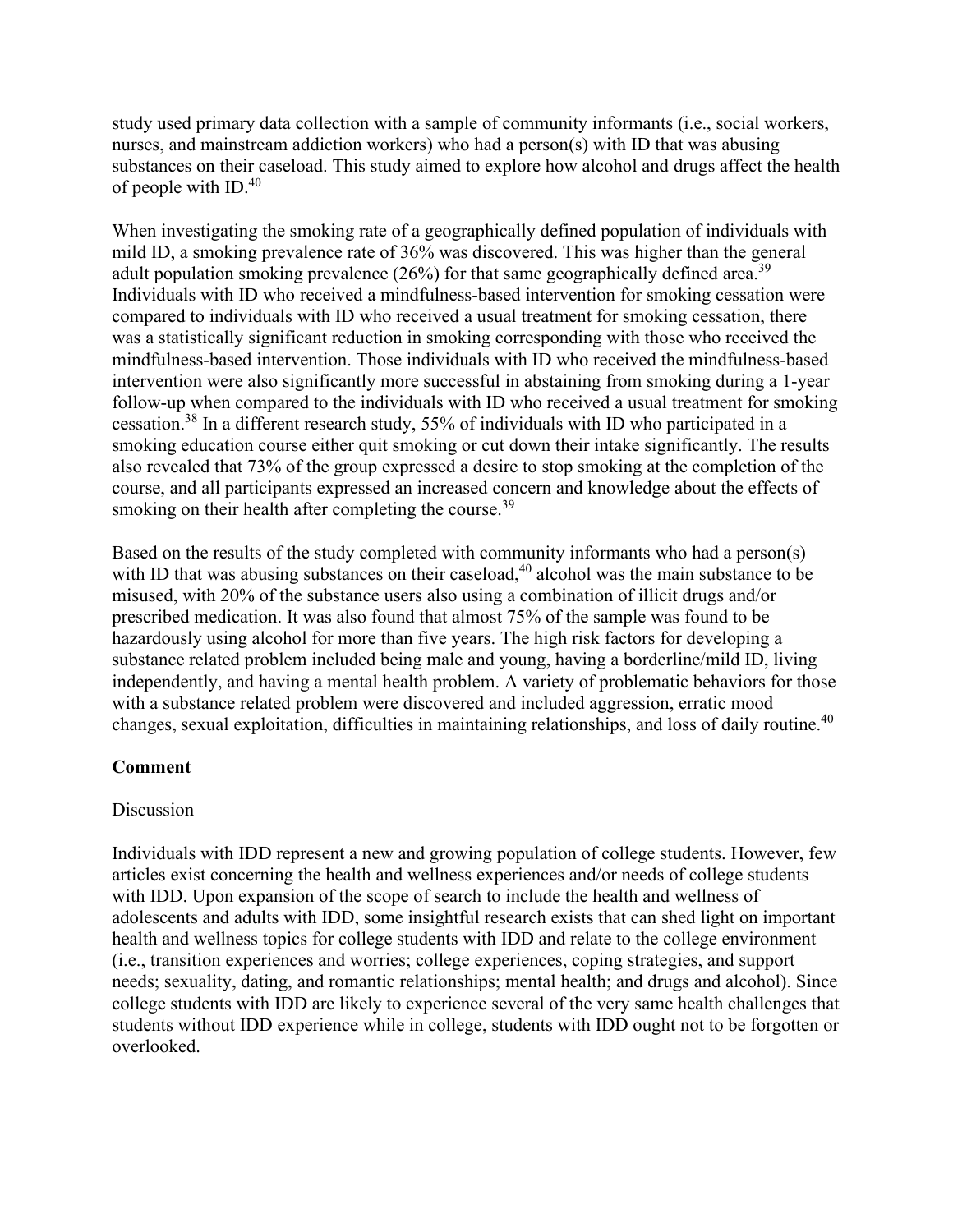study used primary data collection with a sample of community informants (i.e., social workers, nurses, and mainstream addiction workers) who had a person(s) with ID that was abusing substances on their caseload. This study aimed to explore how alcohol and drugs affect the health of people with ID.[40]

When investigating the smoking rate of a geographically defined population of individuals with mild ID, a smoking prevalence rate of 36% was discovered. This was higher than the general adult population smoking prevalence (26%) for that same geographically defined area.[39] Individuals with ID who received a mindfulness-based intervention for smoking cessation were compared to individuals with ID who received a usual treatment for smoking cessation, there was a statistically significant reduction in smoking corresponding with those who received the mindfulness-based intervention. Those individuals with ID who received the mindfulness-based intervention were also significantly more successful in abstaining from smoking during a 1-year follow-up when compared to the individuals with ID who received a usual treatment for smoking cessation.[38] In a different research study, 55% of individuals with ID who participated in a smoking education course either quit smoking or cut down their intake significantly. The results also revealed that 73% of the group expressed a desire to stop smoking at the completion of the course, and all participants expressed an increased concern and knowledge about the effects of smoking on their health after completing the course.[39]

Based on the results of the study completed with community informants who had a person(s) with ID that was abusing substances on their caseload,[40] alcohol was the main substance to be misused, with 20% of the substance users also using a combination of illicit drugs and/or prescribed medication. It was also found that almost 75% of the sample was found to be hazardously using alcohol for more than five years. The high risk factors for developing a substance related problem included being male and young, having a borderline/mild ID, living independently, and having a mental health problem. A variety of problematic behaviors for those with a substance related problem were discovered and included aggression, erratic mood changes, sexual exploitation, difficulties in maintaining relationships, and loss of daily routine.[40]

## Comment

### Discussion

Individuals with IDD represent a new and growing population of college students. However, few articles exist concerning the health and wellness experiences and/or needs of college students with IDD. Upon expansion of the scope of search to include the health and wellness of adolescents and adults with IDD, some insightful research exists that can shed light on important health and wellness topics for college students with IDD and relate to the college environment (i.e., transition experiences and worries; college experiences, coping strategies, and support needs; sexuality, dating, and romantic relationships; mental health; and drugs and alcohol). Since college students with IDD are likely to experience several of the very same health challenges that students without IDD experience while in college, students with IDD ought not to be forgotten or overlooked.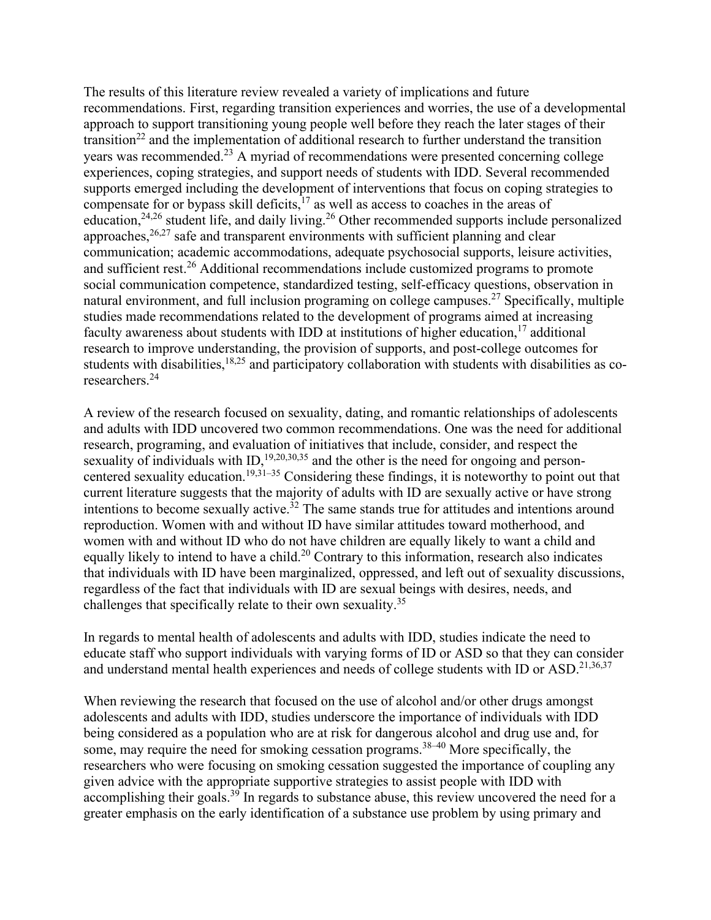The results of this literature review revealed a variety of implications and future recommendations. First, regarding transition experiences and worries, the use of a developmental approach to support transitioning young people well before they reach the later stages of their transition[22] and the implementation of additional research to further understand the transition years was recommended.[23] A myriad of recommendations were presented concerning college experiences, coping strategies, and support needs of students with IDD. Several recommended supports emerged including the development of interventions that focus on coping strategies to compensate for or bypass skill deficits,[17] as well as access to coaches in the areas of education,[24,26] student life, and daily living.[26] Other recommended supports include personalized approaches,[26,27] safe and transparent environments with sufficient planning and clear communication; academic accommodations, adequate psychosocial supports, leisure activities, and sufficient rest.[26] Additional recommendations include customized programs to promote social communication competence, standardized testing, self-efficacy questions, observation in natural environment, and full inclusion programing on college campuses.[27] Specifically, multiple studies made recommendations related to the development of programs aimed at increasing faculty awareness about students with IDD at institutions of higher education,[17] additional research to improve understanding, the provision of supports, and post-college outcomes for students with disabilities,[18,25] and participatory collaboration with students with disabilities as co-researchers.[24]

A review of the research focused on sexuality, dating, and romantic relationships of adolescents and adults with IDD uncovered two common recommendations. One was the need for additional research, programing, and evaluation of initiatives that include, consider, and respect the sexuality of individuals with ID,[19,20,30,35] and the other is the need for ongoing and person-centered sexuality education.[19,31–35] Considering these findings, it is noteworthy to point out that current literature suggests that the majority of adults with ID are sexually active or have strong intentions to become sexually active.[32] The same stands true for attitudes and intentions around reproduction. Women with and without ID have similar attitudes toward motherhood, and women with and without ID who do not have children are equally likely to want a child and equally likely to intend to have a child.[20] Contrary to this information, research also indicates that individuals with ID have been marginalized, oppressed, and left out of sexuality discussions, regardless of the fact that individuals with ID are sexual beings with desires, needs, and challenges that specifically relate to their own sexuality.[35]

In regards to mental health of adolescents and adults with IDD, studies indicate the need to educate staff who support individuals with varying forms of ID or ASD so that they can consider and understand mental health experiences and needs of college students with ID or ASD.[21,36,37]

When reviewing the research that focused on the use of alcohol and/or other drugs amongst adolescents and adults with IDD, studies underscore the importance of individuals with IDD being considered as a population who are at risk for dangerous alcohol and drug use and, for some, may require the need for smoking cessation programs.[38–40] More specifically, the researchers who were focusing on smoking cessation suggested the importance of coupling any given advice with the appropriate supportive strategies to assist people with IDD with accomplishing their goals.[39] In regards to substance abuse, this review uncovered the need for a greater emphasis on the early identification of a substance use problem by using primary and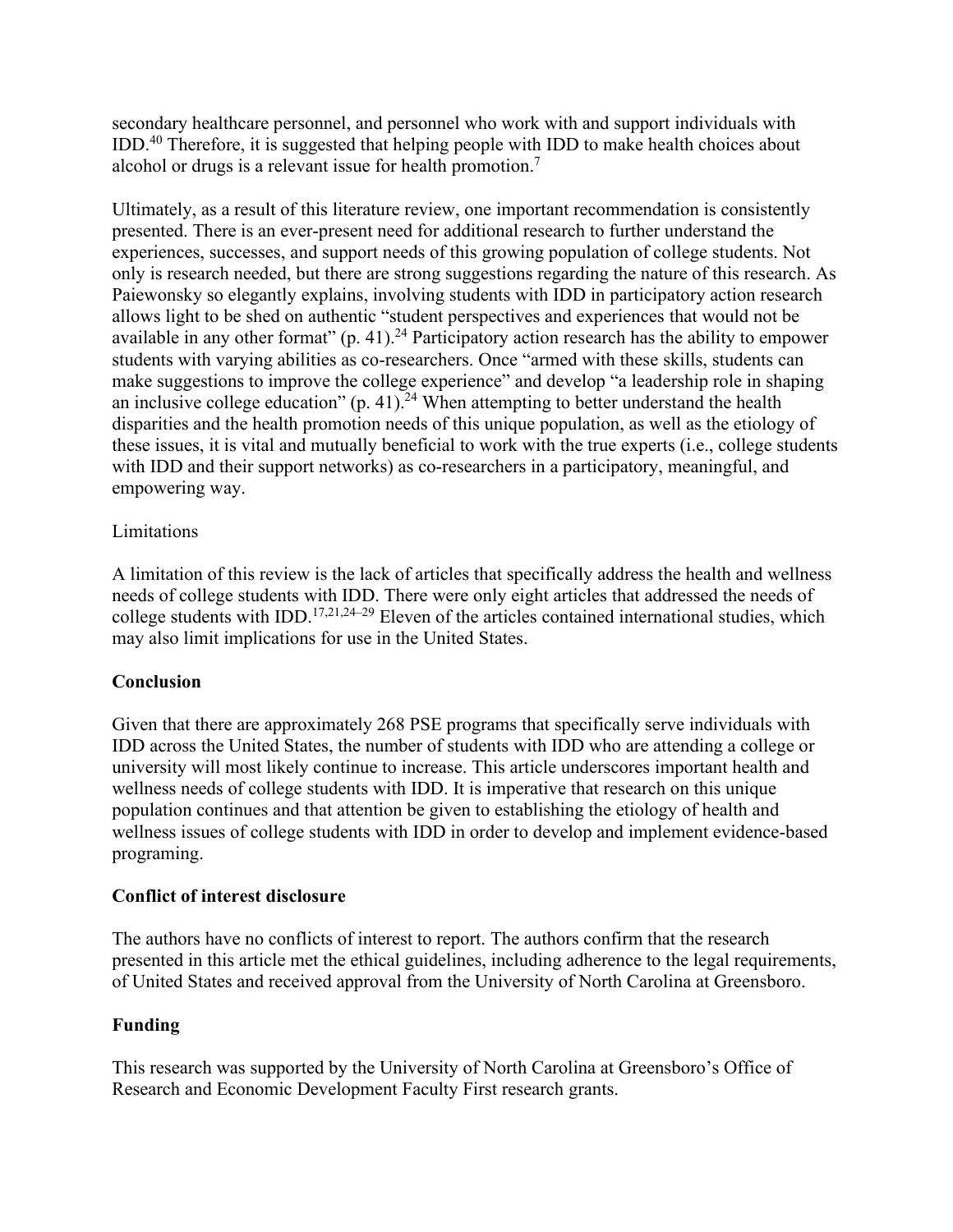secondary healthcare personnel, and personnel who work with and support individuals with IDD.[40] Therefore, it is suggested that helping people with IDD to make health choices about alcohol or drugs is a relevant issue for health promotion.[7]

Ultimately, as a result of this literature review, one important recommendation is consistently presented. There is an ever-present need for additional research to further understand the experiences, successes, and support needs of this growing population of college students. Not only is research needed, but there are strong suggestions regarding the nature of this research. As Paiewonsky so elegantly explains, involving students with IDD in participatory action research allows light to be shed on authentic "student perspectives and experiences that would not be available in any other format" (p. 41).[24] Participatory action research has the ability to empower students with varying abilities as co-researchers. Once "armed with these skills, students can make suggestions to improve the college experience" and develop "a leadership role in shaping an inclusive college education" (p. 41).[24] When attempting to better understand the health disparities and the health promotion needs of this unique population, as well as the etiology of these issues, it is vital and mutually beneficial to work with the true experts (i.e., college students with IDD and their support networks) as co-researchers in a participatory, meaningful, and empowering way.

Limitations

A limitation of this review is the lack of articles that specifically address the health and wellness needs of college students with IDD. There were only eight articles that addressed the needs of college students with IDD.[17,21,24–29] Eleven of the articles contained international studies, which may also limit implications for use in the United States.

## Conclusion

Given that there are approximately 268 PSE programs that specifically serve individuals with IDD across the United States, the number of students with IDD who are attending a college or university will most likely continue to increase. This article underscores important health and wellness needs of college students with IDD. It is imperative that research on this unique population continues and that attention be given to establishing the etiology of health and wellness issues of college students with IDD in order to develop and implement evidence-based programing.

## Conflict of interest disclosure

The authors have no conflicts of interest to report. The authors confirm that the research presented in this article met the ethical guidelines, including adherence to the legal requirements, of United States and received approval from the University of North Carolina at Greensboro.

## Funding

This research was supported by the University of North Carolina at Greensboro's Office of Research and Economic Development Faculty First research grants.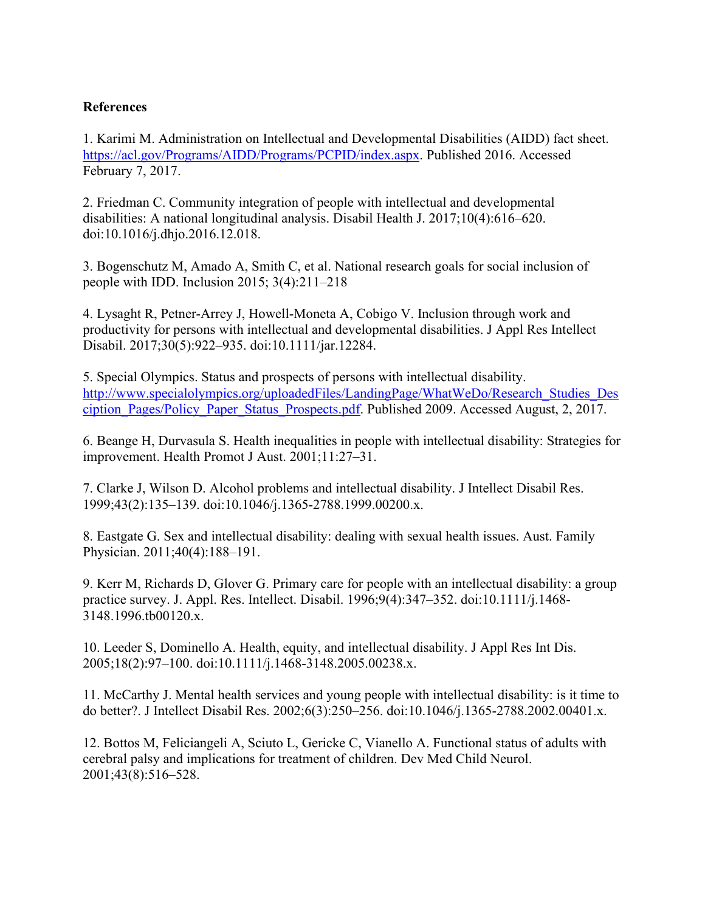**References**

1. Karimi M. Administration on Intellectual and Developmental Disabilities (AIDD) fact sheet. https://acl.gov/Programs/AIDD/Programs/PCPID/index.aspx. Published 2016. Accessed February 7, 2017.

2. Friedman C. Community integration of people with intellectual and developmental disabilities: A national longitudinal analysis. Disabil Health J. 2017;10(4):616–620. doi:10.1016/j.dhjo.2016.12.018.

3. Bogenschutz M, Amado A, Smith C, et al. National research goals for social inclusion of people with IDD. Inclusion 2015; 3(4):211–218

4. Lysaght R, Petner-Arrey J, Howell-Moneta A, Cobigo V. Inclusion through work and productivity for persons with intellectual and developmental disabilities. J Appl Res Intellect Disabil. 2017;30(5):922–935. doi:10.1111/jar.12284.

5. Special Olympics. Status and prospects of persons with intellectual disability. http://www.specialolympics.org/uploadedFiles/LandingPage/WhatWeDo/Research_Studies_Desciption_Pages/Policy_Paper_Status_Prospects.pdf. Published 2009. Accessed August, 2, 2017.

6. Beange H, Durvasula S. Health inequalities in people with intellectual disability: Strategies for improvement. Health Promot J Aust. 2001;11:27–31.

7. Clarke J, Wilson D. Alcohol problems and intellectual disability. J Intellect Disabil Res. 1999;43(2):135–139. doi:10.1046/j.1365-2788.1999.00200.x.

8. Eastgate G. Sex and intellectual disability: dealing with sexual health issues. Aust. Family Physician. 2011;40(4):188–191.

9. Kerr M, Richards D, Glover G. Primary care for people with an intellectual disability: a group practice survey. J. Appl. Res. Intellect. Disabil. 1996;9(4):347–352. doi:10.1111/j.1468-3148.1996.tb00120.x.

10. Leeder S, Dominello A. Health, equity, and intellectual disability. J Appl Res Int Dis. 2005;18(2):97–100. doi:10.1111/j.1468-3148.2005.00238.x.

11. McCarthy J. Mental health services and young people with intellectual disability: is it time to do better?. J Intellect Disabil Res. 2002;6(3):250–256. doi:10.1046/j.1365-2788.2002.00401.x.

12. Bottos M, Feliciangeli A, Sciuto L, Gericke C, Vianello A. Functional status of adults with cerebral palsy and implications for treatment of children. Dev Med Child Neurol. 2001;43(8):516–528.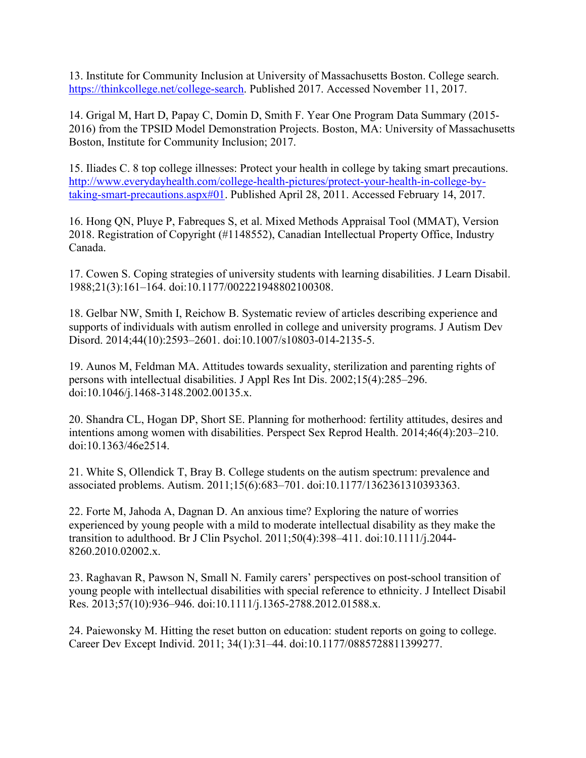13. Institute for Community Inclusion at University of Massachusetts Boston. College search. https://thinkcollege.net/college-search. Published 2017. Accessed November 11, 2017.

14. Grigal M, Hart D, Papay C, Domin D, Smith F. Year One Program Data Summary (2015-2016) from the TPSID Model Demonstration Projects. Boston, MA: University of Massachusetts Boston, Institute for Community Inclusion; 2017.

15. Iliades C. 8 top college illnesses: Protect your health in college by taking smart precautions. http://www.everydayhealth.com/college-health-pictures/protect-your-health-in-college-by-taking-smart-precautions.aspx#01. Published April 28, 2011. Accessed February 14, 2017.

16. Hong QN, Pluye P, Fabreques S, et al. Mixed Methods Appraisal Tool (MMAT), Version 2018. Registration of Copyright (#1148552), Canadian Intellectual Property Office, Industry Canada.

17. Cowen S. Coping strategies of university students with learning disabilities. J Learn Disabil. 1988;21(3):161–164. doi:10.1177/002221948802100308.

18. Gelbar NW, Smith I, Reichow B. Systematic review of articles describing experience and supports of individuals with autism enrolled in college and university programs. J Autism Dev Disord. 2014;44(10):2593–2601. doi:10.1007/s10803-014-2135-5.

19. Aunos M, Feldman MA. Attitudes towards sexuality, sterilization and parenting rights of persons with intellectual disabilities. J Appl Res Int Dis. 2002;15(4):285–296. doi:10.1046/j.1468-3148.2002.00135.x.

20. Shandra CL, Hogan DP, Short SE. Planning for motherhood: fertility attitudes, desires and intentions among women with disabilities. Perspect Sex Reprod Health. 2014;46(4):203–210. doi:10.1363/46e2514.

21. White S, Ollendick T, Bray B. College students on the autism spectrum: prevalence and associated problems. Autism. 2011;15(6):683–701. doi:10.1177/1362361310393363.

22. Forte M, Jahoda A, Dagnan D. An anxious time? Exploring the nature of worries experienced by young people with a mild to moderate intellectual disability as they make the transition to adulthood. Br J Clin Psychol. 2011;50(4):398–411. doi:10.1111/j.2044-8260.2010.02002.x.

23. Raghavan R, Pawson N, Small N. Family carers' perspectives on post-school transition of young people with intellectual disabilities with special reference to ethnicity. J Intellect Disabil Res. 2013;57(10):936–946. doi:10.1111/j.1365-2788.2012.01588.x.

24. Paiewonsky M. Hitting the reset button on education: student reports on going to college. Career Dev Except Individ. 2011; 34(1):31–44. doi:10.1177/0885728811399277.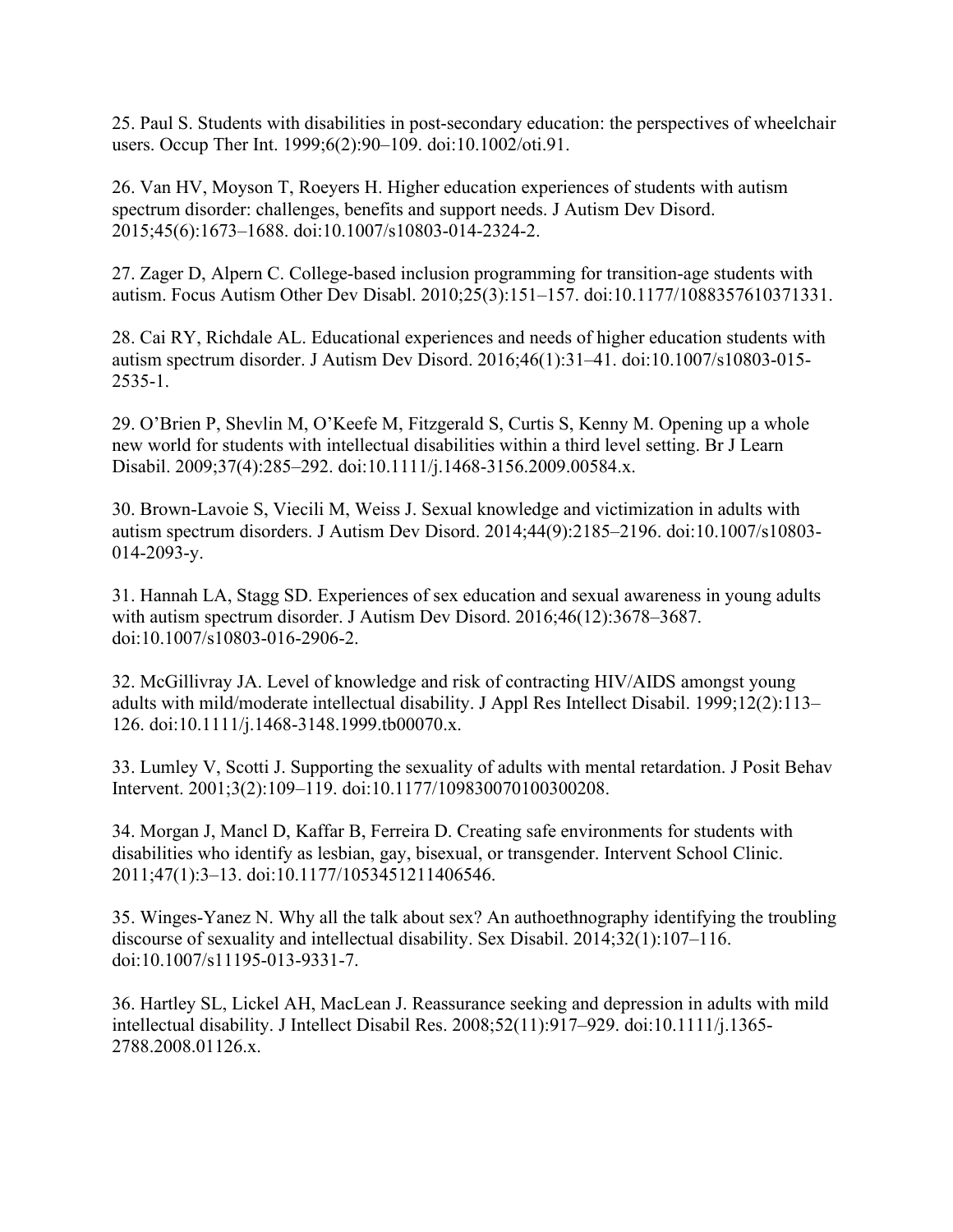25. Paul S. Students with disabilities in post-secondary education: the perspectives of wheelchair users. Occup Ther Int. 1999;6(2):90–109. doi:10.1002/oti.91.

26. Van HV, Moyson T, Roeyers H. Higher education experiences of students with autism spectrum disorder: challenges, benefits and support needs. J Autism Dev Disord. 2015;45(6):1673–1688. doi:10.1007/s10803-014-2324-2.

27. Zager D, Alpern C. College-based inclusion programming for transition-age students with autism. Focus Autism Other Dev Disabl. 2010;25(3):151–157. doi:10.1177/1088357610371331.

28. Cai RY, Richdale AL. Educational experiences and needs of higher education students with autism spectrum disorder. J Autism Dev Disord. 2016;46(1):31–41. doi:10.1007/s10803-015-2535-1.

29. O'Brien P, Shevlin M, O'Keefe M, Fitzgerald S, Curtis S, Kenny M. Opening up a whole new world for students with intellectual disabilities within a third level setting. Br J Learn Disabil. 2009;37(4):285–292. doi:10.1111/j.1468-3156.2009.00584.x.

30. Brown-Lavoie S, Viecili M, Weiss J. Sexual knowledge and victimization in adults with autism spectrum disorders. J Autism Dev Disord. 2014;44(9):2185–2196. doi:10.1007/s10803-014-2093-y.

31. Hannah LA, Stagg SD. Experiences of sex education and sexual awareness in young adults with autism spectrum disorder. J Autism Dev Disord. 2016;46(12):3678–3687. doi:10.1007/s10803-016-2906-2.

32. McGillivray JA. Level of knowledge and risk of contracting HIV/AIDS amongst young adults with mild/moderate intellectual disability. J Appl Res Intellect Disabil. 1999;12(2):113–126. doi:10.1111/j.1468-3148.1999.tb00070.x.

33. Lumley V, Scotti J. Supporting the sexuality of adults with mental retardation. J Posit Behav Intervent. 2001;3(2):109–119. doi:10.1177/109830070100300208.

34. Morgan J, Mancl D, Kaffar B, Ferreira D. Creating safe environments for students with disabilities who identify as lesbian, gay, bisexual, or transgender. Intervent School Clinic. 2011;47(1):3–13. doi:10.1177/1053451211406546.

35. Winges-Yanez N. Why all the talk about sex? An authoethnography identifying the troubling discourse of sexuality and intellectual disability. Sex Disabil. 2014;32(1):107–116. doi:10.1007/s11195-013-9331-7.

36. Hartley SL, Lickel AH, MacLean J. Reassurance seeking and depression in adults with mild intellectual disability. J Intellect Disabil Res. 2008;52(11):917–929. doi:10.1111/j.1365-2788.2008.01126.x.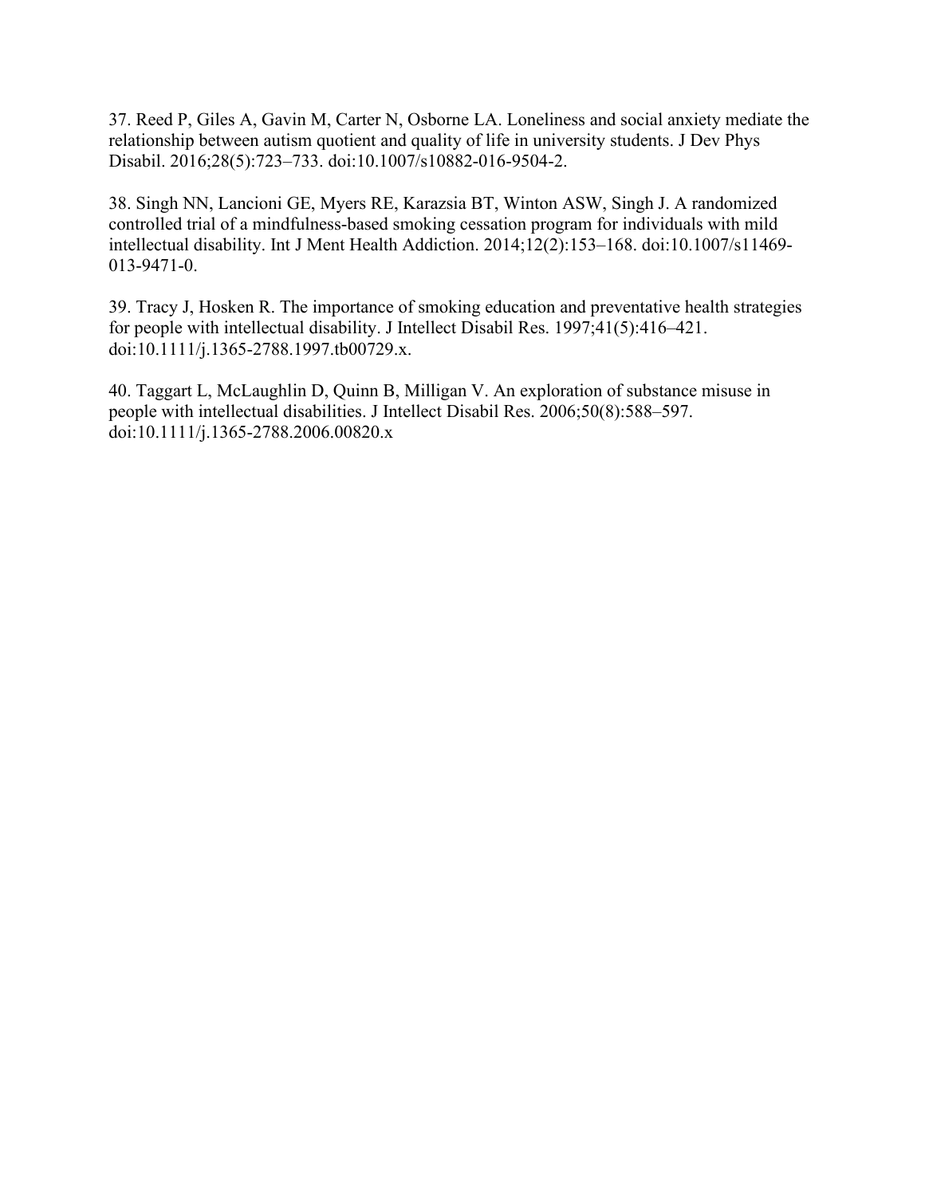37. Reed P, Giles A, Gavin M, Carter N, Osborne LA. Loneliness and social anxiety mediate the relationship between autism quotient and quality of life in university students. J Dev Phys Disabil. 2016;28(5):723–733. doi:10.1007/s10882-016-9504-2.

38. Singh NN, Lancioni GE, Myers RE, Karazsia BT, Winton ASW, Singh J. A randomized controlled trial of a mindfulness-based smoking cessation program for individuals with mild intellectual disability. Int J Ment Health Addiction. 2014;12(2):153–168. doi:10.1007/s11469-013-9471-0.

39. Tracy J, Hosken R. The importance of smoking education and preventative health strategies for people with intellectual disability. J Intellect Disabil Res. 1997;41(5):416–421. doi:10.1111/j.1365-2788.1997.tb00729.x.

40. Taggart L, McLaughlin D, Quinn B, Milligan V. An exploration of substance misuse in people with intellectual disabilities. J Intellect Disabil Res. 2006;50(8):588–597. doi:10.1111/j.1365-2788.2006.00820.x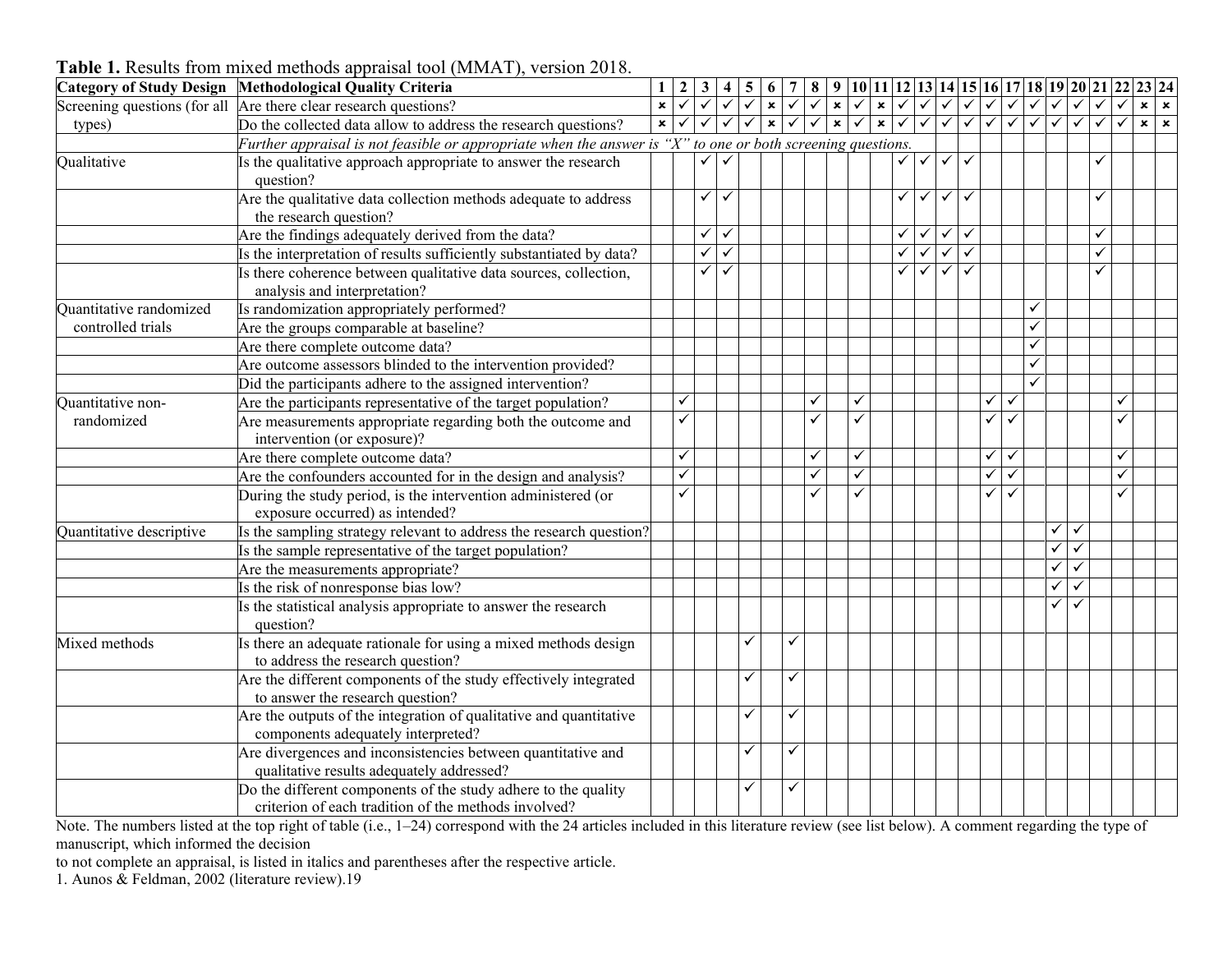**Table 1.** Results from mixed methods appraisal tool (MMAT), version 2018.

| Category of Study Design | Methodological Quality Criteria | 1 | 2 | 3 | 4 | 5 | 6 | 7 | 8 | 9 | 10 | 11 | 12 | 13 | 14 | 15 | 16 | 17 | 18 | 19 | 20 | 21 | 22 | 23 | 24 |
|---|---|---|---|---|---|---|---|---|---|---|---|---|---|---|---|---|---|---|---|---|---|---|---|---|---|
| Screening questions (for all types) | Are there clear research questions? | × | ✓ | ✓ | ✓ | ✓ | × | ✓ | ✓ | × | ✓ | × | ✓ | ✓ | ✓ | ✓ | ✓ | ✓ | ✓ | ✓ | ✓ | ✓ | ✓ | × | × |
| | Do the collected data allow to address the research questions? | × | ✓ | ✓ | ✓ | ✓ | × | ✓ | ✓ | × | ✓ | × | ✓ | ✓ | ✓ | ✓ | ✓ | ✓ | ✓ | ✓ | ✓ | ✓ | ✓ | × | × |
| | *Further appraisal is not feasible or appropriate when the answer is "X" to one or both screening questions.* | | | | | | | | | | | | | | | | | | | | | | | | |
| Qualitative | Is the qualitative approach appropriate to answer the research question? | | | ✓ | ✓ | | | | | | | | ✓ | ✓ | ✓ | ✓ | | | | | | ✓ | | | |
| | Are the qualitative data collection methods adequate to address the research question? | | | ✓ | ✓ | | | | | | | | ✓ | ✓ | ✓ | ✓ | | | | | | ✓ | | | |
| | Are the findings adequately derived from the data? | | | ✓ | ✓ | | | | | | | | ✓ | ✓ | ✓ | ✓ | | | | | | ✓ | | | |
| | Is the interpretation of results sufficiently substantiated by data? | | | ✓ | ✓ | | | | | | | | ✓ | ✓ | ✓ | ✓ | | | | | | ✓ | | | |
| | Is there coherence between qualitative data sources, collection, analysis and interpretation? | | | ✓ | ✓ | | | | | | | | ✓ | ✓ | ✓ | ✓ | | | | | | ✓ | | | |
| Quantitative randomized controlled trials | Is randomization appropriately performed? | | | | | | | | | | | | | | | | | | ✓ | | | | | | |
| | Are the groups comparable at baseline? | | | | | | | | | | | | | | | | | | ✓ | | | | | | |
| | Are there complete outcome data? | | | | | | | | | | | | | | | | | | ✓ | | | | | | |
| | Are outcome assessors blinded to the intervention provided? | | | | | | | | | | | | | | | | | | ✓ | | | | | | |
| | Did the participants adhere to the assigned intervention? | | | | | | | | | | | | | | | | | | ✓ | | | | | | |
| Quantitative non-randomized | Are the participants representative of the target population? | | ✓ | | | | | | ✓ | | ✓ | | | | | | ✓ | ✓ | | | | | ✓ | | |
| | Are measurements appropriate regarding both the outcome and intervention (or exposure)? | | ✓ | | | | | | ✓ | | ✓ | | | | | | ✓ | ✓ | | | | | ✓ | | |
| | Are there complete outcome data? | | ✓ | | | | | | ✓ | | ✓ | | | | | | ✓ | ✓ | | | | | ✓ | | |
| | Are the confounders accounted for in the design and analysis? | | ✓ | | | | | | ✓ | | ✓ | | | | | | ✓ | ✓ | | | | | ✓ | | |
| | During the study period, is the intervention administered (or exposure occurred) as intended? | | ✓ | | | | | | ✓ | | ✓ | | | | | | ✓ | ✓ | | | | | ✓ | | |
| Quantitative descriptive | Is the sampling strategy relevant to address the research question? | | | | | | | | | | | | | | | | | | | ✓ | ✓ | | | | |
| | Is the sample representative of the target population? | | | | | | | | | | | | | | | | | | | ✓ | ✓ | | | | |
| | Are the measurements appropriate? | | | | | | | | | | | | | | | | | | | ✓ | ✓ | | | | |
| | Is the risk of nonresponse bias low? | | | | | | | | | | | | | | | | | | | ✓ | ✓ | | | | |
| | Is the statistical analysis appropriate to answer the research question? | | | | | | | | | | | | | | | | | | | ✓ | ✓ | | | | |
| Mixed methods | Is there an adequate rationale for using a mixed methods design to address the research question? | | | | | ✓ | | ✓ | | | | | | | | | | | | | | | | | |
| | Are the different components of the study effectively integrated to answer the research question? | | | | | ✓ | | ✓ | | | | | | | | | | | | | | | | | |
| | Are the outputs of the integration of qualitative and quantitative components adequately interpreted? | | | | | ✓ | | ✓ | | | | | | | | | | | | | | | | | |
| | Are divergences and inconsistencies between quantitative and qualitative results adequately addressed? | | | | | ✓ | | ✓ | | | | | | | | | | | | | | | | | |
| | Do the different components of the study adhere to the quality criterion of each tradition of the methods involved? | | | | | ✓ | | ✓ | | | | | | | | | | | | | | | | | |

Note. The numbers listed at the top right of table (i.e., 1–24) correspond with the 24 articles included in this literature review (see list below). A comment regarding the type of manuscript, which informed the decision to not complete an appraisal, is listed in italics and parentheses after the respective article.

1. Aunos & Feldman, 2002 (literature review).19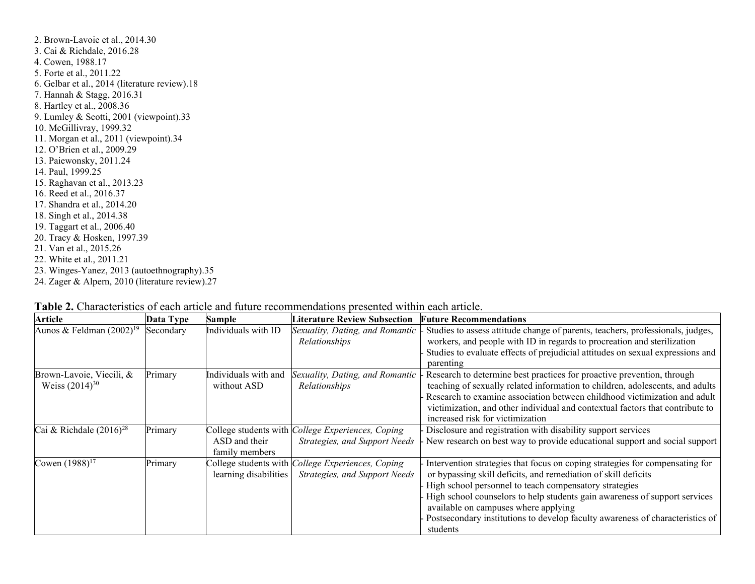2. Brown-Lavoie et al., 2014.30
3. Cai & Richdale, 2016.28
4. Cowen, 1988.17
5. Forte et al., 2011.22
6. Gelbar et al., 2014 (literature review).18
7. Hannah & Stagg, 2016.31
8. Hartley et al., 2008.36
9. Lumley & Scotti, 2001 (viewpoint).33
10. McGillivray, 1999.32
11. Morgan et al., 2011 (viewpoint).34
12. O'Brien et al., 2009.29
13. Paiewonsky, 2011.24
14. Paul, 1999.25
15. Raghavan et al., 2013.23
16. Reed et al., 2016.37
17. Shandra et al., 2014.20
18. Singh et al., 2014.38
19. Taggart et al., 2006.40
20. Tracy & Hosken, 1997.39
21. Van et al., 2015.26
22. White et al., 2011.21
23. Winges-Yanez, 2013 (autoethnography).35
24. Zager & Alpern, 2010 (literature review).27

**Table 2.** Characteristics of each article and future recommendations presented within each article.

| Article | Data Type | Sample | Literature Review Subsection | Future Recommendations |
|---|---|---|---|---|
| Aunos & Feldman (2002)[19] | Secondary | Individuals with ID | *Sexuality, Dating, and Romantic Relationships* | - Studies to assess attitude change of parents, teachers, professionals, judges, workers, and people with ID in regards to procreation and sterilization<br>- Studies to evaluate effects of prejudicial attitudes on sexual expressions and parenting |
| Brown-Lavoie, Viecili, & Weiss (2014)[30] | Primary | Individuals with and without ASD | *Sexuality, Dating, and Romantic Relationships* | - Research to determine best practices for proactive prevention, through teaching of sexually related information to children, adolescents, and adults<br>- Research to examine association between childhood victimization and adult victimization, and other individual and contextual factors that contribute to increased risk for victimization |
| Cai & Richdale (2016)[28] | Primary | College students with ASD and their family members | *College Experiences, Coping Strategies, and Support Needs* | - Disclosure and registration with disability support services<br>- New research on best way to provide educational support and social support |
| Cowen (1988)[17] | Primary | College students with learning disabilities | *College Experiences, Coping Strategies, and Support Needs* | - Intervention strategies that focus on coping strategies for compensating for or bypassing skill deficits, and remediation of skill deficits<br>- High school personnel to teach compensatory strategies<br>- High school counselors to help students gain awareness of support services available on campuses where applying<br>- Postsecondary institutions to develop faculty awareness of characteristics of students |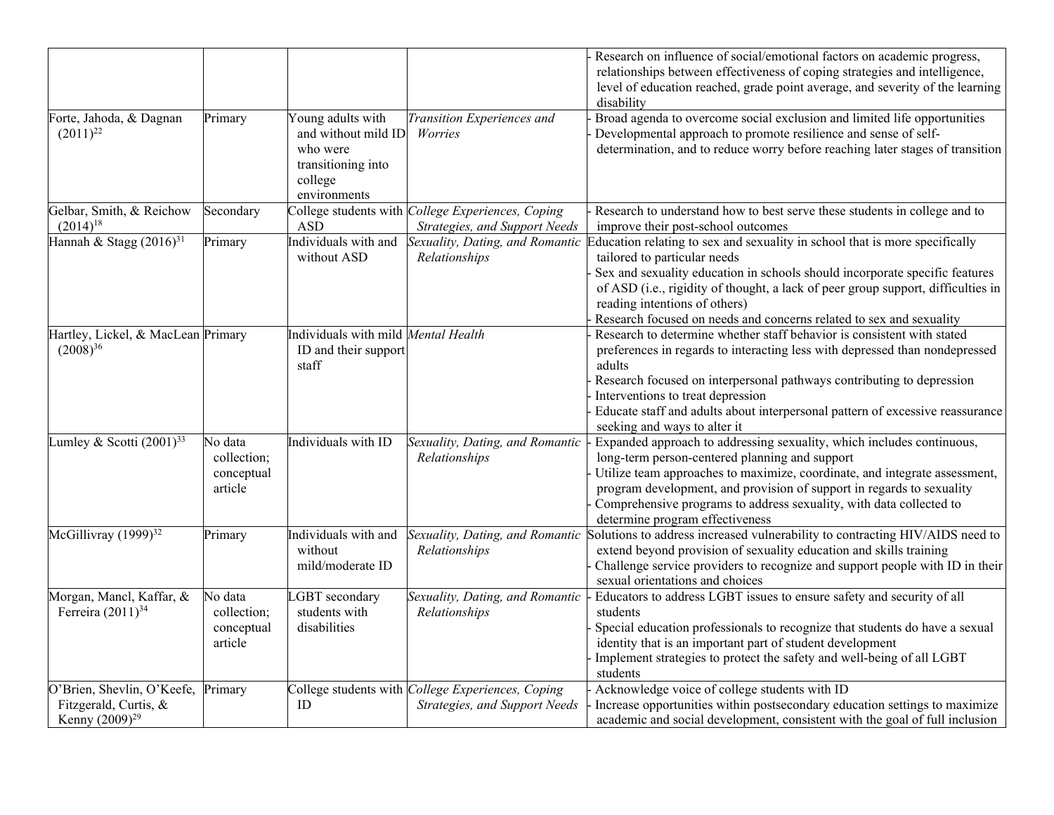| | | | | - Research on influence of social/emotional factors on academic progress, relationships between effectiveness of coping strategies and intelligence, level of education reached, grade point average, and severity of the learning disability |
|---|---|---|---|---|
| Forte, Jahoda, & Dagnan (2011)[22] | Primary | Young adults with and without mild ID who were transitioning into college environments | *Transition Experiences and Worries* | - Broad agenda to overcome social exclusion and limited life opportunities<br>- Developmental approach to promote resilience and sense of self-determination, and to reduce worry before reaching later stages of transition |
| Gelbar, Smith, & Reichow (2014)[18] | Secondary | College students with ASD | *College Experiences, Coping Strategies, and Support Needs* | - Research to understand how to best serve these students in college and to improve their post-school outcomes |
| Hannah & Stagg (2016)[31] | Primary | Individuals with and without ASD | *Sexuality, Dating, and Romantic Relationships* | Education relating to sex and sexuality in school that is more specifically tailored to particular needs<br>- Sex and sexuality education in schools should incorporate specific features of ASD (i.e., rigidity of thought, a lack of peer group support, difficulties in reading intentions of others)<br>- Research focused on needs and concerns related to sex and sexuality |
| Hartley, Lickel, & MacLean (2008)[36] | Primary | Individuals with mild ID and their support staff | *Mental Health* | - Research to determine whether staff behavior is consistent with stated preferences in regards to interacting less with depressed than nondepressed adults<br>- Research focused on interpersonal pathways contributing to depression<br>- Interventions to treat depression<br>- Educate staff and adults about interpersonal pattern of excessive reassurance seeking and ways to alter it |
| Lumley & Scotti (2001)[33] | No data collection; conceptual article | Individuals with ID | *Sexuality, Dating, and Romantic Relationships* | - Expanded approach to addressing sexuality, which includes continuous, long-term person-centered planning and support<br>- Utilize team approaches to maximize, coordinate, and integrate assessment, program development, and provision of support in regards to sexuality<br>- Comprehensive programs to address sexuality, with data collected to determine program effectiveness |
| McGillivray (1999)[32] | Primary | Individuals with and without mild/moderate ID | *Sexuality, Dating, and Romantic Relationships* | Solutions to address increased vulnerability to contracting HIV/AIDS need to extend beyond provision of sexuality education and skills training<br>- Challenge service providers to recognize and support people with ID in their sexual orientations and choices |
| Morgan, Mancl, Kaffar, & Ferreira (2011)[34] | No data collection; conceptual article | LGBT secondary students with disabilities | *Sexuality, Dating, and Romantic Relationships* | - Educators to address LGBT issues to ensure safety and security of all students<br>- Special education professionals to recognize that students do have a sexual identity that is an important part of student development<br>- Implement strategies to protect the safety and well-being of all LGBT students |
| O'Brien, Shevlin, O'Keefe, Fitzgerald, Curtis, & Kenny (2009)[29] | Primary | College students with ID | *College Experiences, Coping Strategies, and Support Needs* | - Acknowledge voice of college students with ID<br>- Increase opportunities within postsecondary education settings to maximize academic and social development, consistent with the goal of full inclusion |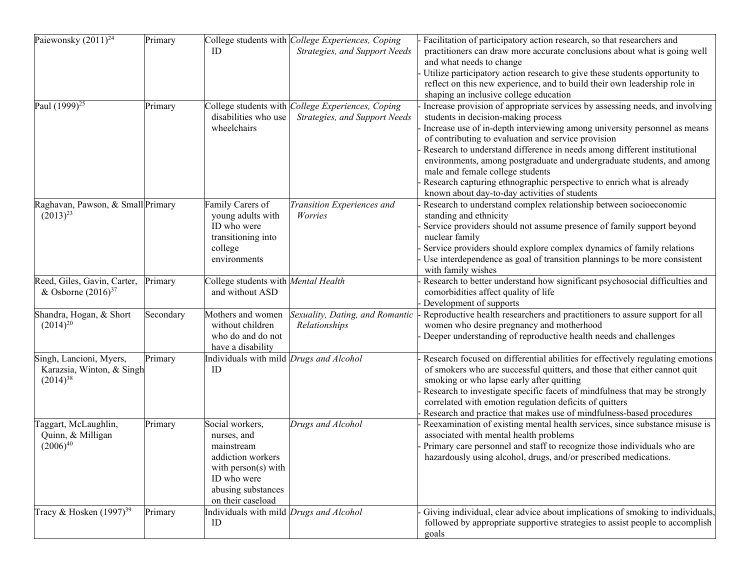| | | | | |
|---|---|---|---|---|
| Paiewonsky (2011)[24] | Primary | College students with ID | *College Experiences, Coping Strategies, and Support Needs* | - Facilitation of participatory action research, so that researchers and practitioners can draw more accurate conclusions about what is going well and what needs to change<br>- Utilize participatory action research to give these students opportunity to reflect on this new experience, and to build their own leadership role in shaping an inclusive college education |
| Paul (1999)[25] | Primary | College students with disabilities who use wheelchairs | *College Experiences, Coping Strategies, and Support Needs* | - Increase provision of appropriate services by assessing needs, and involving students in decision-making process<br>- Increase use of in-depth interviewing among university personnel as means of contributing to evaluation and service provision<br>- Research to understand difference in needs among different institutional environments, among postgraduate and undergraduate students, and among male and female college students<br>- Research capturing ethnographic perspective to enrich what is already known about day-to-day activities of students |
| Raghavan, Pawson, & Small (2013)[23] | Primary | Family Carers of young adults with ID who were transitioning into college environments | *Transition Experiences and Worries* | - Research to understand complex relationship between socioeconomic standing and ethnicity<br>- Service providers should not assume presence of family support beyond nuclear family<br>- Service providers should explore complex dynamics of family relations<br>- Use interdependence as goal of transition plannings to be more consistent with family wishes |
| Reed, Giles, Gavin, Carter, & Osborne (2016)[37] | Primary | College students with and without ASD | *Mental Health* | - Research to better understand how significant psychosocial difficulties and comorbidities affect quality of life<br>- Development of supports |
| Shandra, Hogan, & Short (2014)[20] | Secondary | Mothers and women without children who do and do not have a disability | *Sexuality, Dating, and Romantic Relationships* | - Reproductive health researchers and practitioners to assure support for all women who desire pregnancy and motherhood<br>- Deeper understanding of reproductive health needs and challenges |
| Singh, Lancioni, Myers, Karazsia, Winton, & Singh (2014)[38] | Primary | Individuals with mild ID | *Drugs and Alcohol* | - Research focused on differential abilities for effectively regulating emotions of smokers who are successful quitters, and those that either cannot quit smoking or who lapse early after quitting<br>- Research to investigate specific facets of mindfulness that may be strongly correlated with emotion regulation deficits of quitters<br>- Research and practice that makes use of mindfulness-based procedures |
| Taggart, McLaughlin, Quinn, & Milligan (2006)[40] | Primary | Social workers, nurses, and mainstream addiction workers with person(s) with ID who were abusing substances on their caseload | *Drugs and Alcohol* | - Reexamination of existing mental health services, since substance misuse is associated with mental health problems<br>- Primary care personnel and staff to recognize those individuals who are hazardously using alcohol, drugs, and/or prescribed medications. |
| Tracy & Hosken (1997)[39] | Primary | Individuals with mild ID | *Drugs and Alcohol* | - Giving individual, clear advice about implications of smoking to individuals, followed by appropriate supportive strategies to assist people to accomplish goals |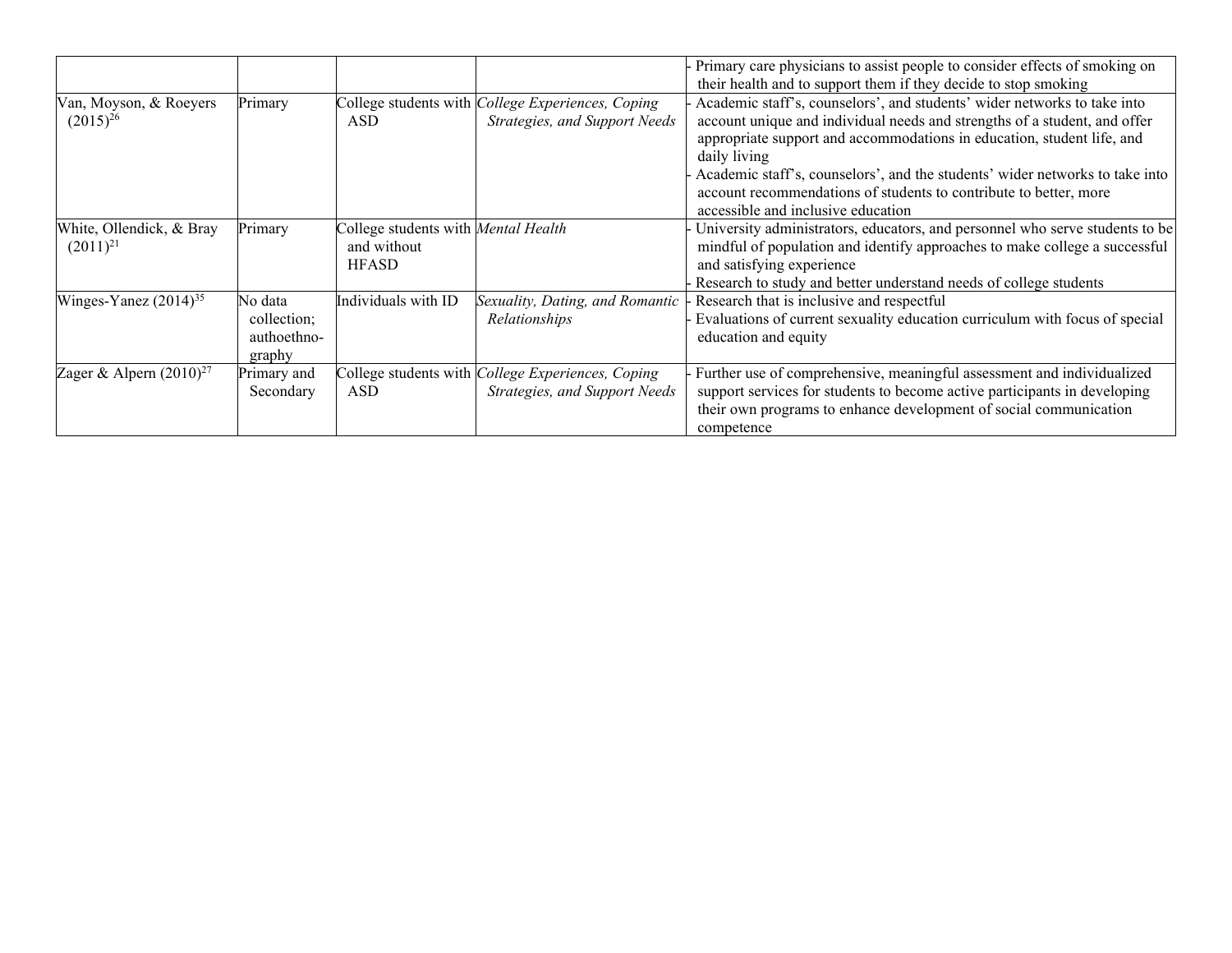| | | | | |
|---|---|---|---|---|
| | | | | - Primary care physicians to assist people to consider effects of smoking on their health and to support them if they decide to stop smoking |
| Van, Moyson, & Roeyers (2015)[26] | Primary | College students with ASD | *College Experiences, Coping Strategies, and Support Needs* | - Academic staff's, counselors', and students' wider networks to take into account unique and individual needs and strengths of a student, and offer appropriate support and accommodations in education, student life, and daily living<br>- Academic staff's, counselors', and the students' wider networks to take into account recommendations of students to contribute to better, more accessible and inclusive education |
| White, Ollendick, & Bray (2011)[21] | Primary | College students with and without HFASD | *Mental Health* | - University administrators, educators, and personnel who serve students to be mindful of population and identify approaches to make college a successful and satisfying experience<br>- Research to study and better understand needs of college students |
| Winges-Yanez (2014)[35] | No data collection; authoethno-graphy | Individuals with ID | *Sexuality, Dating, and Romantic Relationships* | - Research that is inclusive and respectful<br>- Evaluations of current sexuality education curriculum with focus of special education and equity |
| Zager & Alpern (2010)[27] | Primary and Secondary | College students with ASD | *College Experiences, Coping Strategies, and Support Needs* | - Further use of comprehensive, meaningful assessment and individualized support services for students to become active participants in developing their own programs to enhance development of social communication competence |